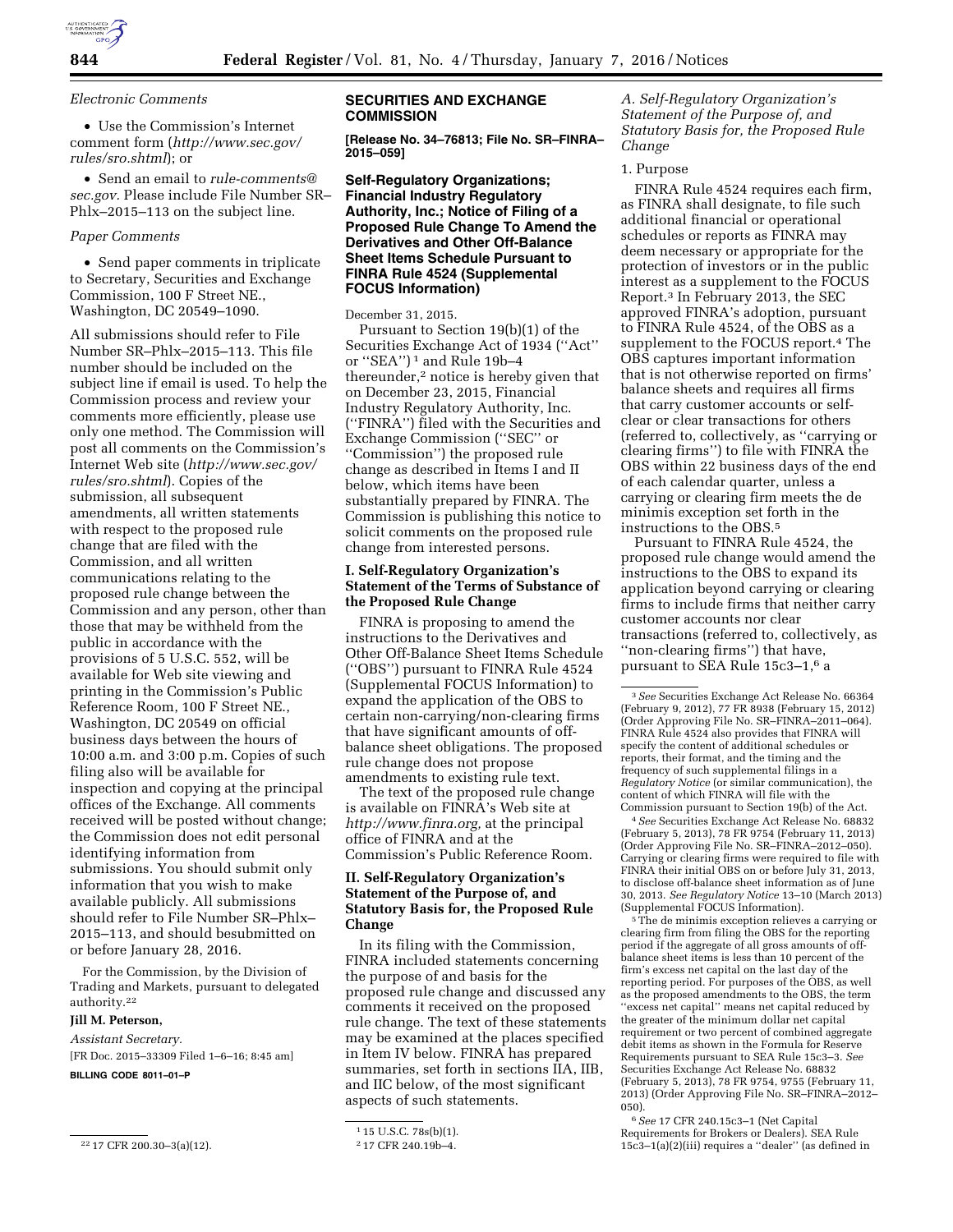*Electronic Comments*

- Use the Commission's Internet comment form (*http://www.sec.gov/rules/sro.shtml*); or
- Send an email to *rule-comments@sec.gov.* Please include File Number SR–Phlx–2015–113 on the subject line.

*Paper Comments*

- Send paper comments in triplicate to Secretary, Securities and Exchange Commission, 100 F Street NE., Washington, DC 20549–1090.

All submissions should refer to File Number SR–Phlx–2015–113. This file number should be included on the subject line if email is used. To help the Commission process and review your comments more efficiently, please use only one method. The Commission will post all comments on the Commission's Internet Web site (*http://www.sec.gov/rules/sro.shtml*). Copies of the submission, all subsequent amendments, all written statements with respect to the proposed rule change that are filed with the Commission, and all written communications relating to the proposed rule change between the Commission and any person, other than those that may be withheld from the public in accordance with the provisions of 5 U.S.C. 552, will be available for Web site viewing and printing in the Commission's Public Reference Room, 100 F Street NE., Washington, DC 20549 on official business days between the hours of 10:00 a.m. and 3:00 p.m. Copies of such filing also will be available for inspection and copying at the principal offices of the Exchange. All comments received will be posted without change; the Commission does not edit personal identifying information from submissions. You should submit only information that you wish to make available publicly. All submissions should refer to File Number SR–Phlx–2015–113, and should besubmitted on or before January 28, 2016.

For the Commission, by the Division of Trading and Markets, pursuant to delegated authority.[22]

**Jill M. Peterson,**

*Assistant Secretary.*

[FR Doc. 2015–33309 Filed 1–6–16; 8:45 am]

**BILLING CODE 8011–01–P**

[22] 17 CFR 200.30–3(a)(12).

## SECURITIES AND EXCHANGE COMMISSION

**[Release No. 34–76813; File No. SR–FINRA–2015–059]**

## Self-Regulatory Organizations; Financial Industry Regulatory Authority, Inc.; Notice of Filing of a Proposed Rule Change To Amend the Derivatives and Other Off-Balance Sheet Items Schedule Pursuant to FINRA Rule 4524 (Supplemental FOCUS Information)

December 31, 2015.

Pursuant to Section 19(b)(1) of the Securities Exchange Act of 1934 ("Act" or "SEA")[1] and Rule 19b–4 thereunder,[2] notice is hereby given that on December 23, 2015, Financial Industry Regulatory Authority, Inc. ("FINRA") filed with the Securities and Exchange Commission ("SEC" or "Commission") the proposed rule change as described in Items I and II below, which items have been substantially prepared by FINRA. The Commission is publishing this notice to solicit comments on the proposed rule change from interested persons.

### I. Self-Regulatory Organization's Statement of the Terms of Substance of the Proposed Rule Change

FINRA is proposing to amend the instructions to the Derivatives and Other Off-Balance Sheet Items Schedule ("OBS") pursuant to FINRA Rule 4524 (Supplemental FOCUS Information) to expand the application of the OBS to certain non-carrying/non-clearing firms that have significant amounts of off-balance sheet obligations. The proposed rule change does not propose amendments to existing rule text.

The text of the proposed rule change is available on FINRA's Web site at *http://www.finra.org,* at the principal office of FINRA and at the Commission's Public Reference Room.

### II. Self-Regulatory Organization's Statement of the Purpose of, and Statutory Basis for, the Proposed Rule Change

In its filing with the Commission, FINRA included statements concerning the purpose of and basis for the proposed rule change and discussed any comments it received on the proposed rule change. The text of these statements may be examined at the places specified in Item IV below. FINRA has prepared summaries, set forth in sections IIA, IIB, and IIC below, of the most significant aspects of such statements.

[1] 15 U.S.C. 78s(b)(1).

[2] 17 CFR 240.19b–4.

*A. Self-Regulatory Organization's Statement of the Purpose of, and Statutory Basis for, the Proposed Rule Change*

1. Purpose

FINRA Rule 4524 requires each firm, as FINRA shall designate, to file such additional financial or operational schedules or reports as FINRA may deem necessary or appropriate for the protection of investors or in the public interest as a supplement to the FOCUS Report.[3] In February 2013, the SEC approved FINRA's adoption, pursuant to FINRA Rule 4524, of the OBS as a supplement to the FOCUS report.[4] The OBS captures important information that is not otherwise reported on firms' balance sheets and requires all firms that carry customer accounts or self-clear or clear transactions for others (referred to, collectively, as "carrying or clearing firms") to file with FINRA the OBS within 22 business days of the end of each calendar quarter, unless a carrying or clearing firm meets the de minimis exception set forth in the instructions to the OBS.[5]

Pursuant to FINRA Rule 4524, the proposed rule change would amend the instructions to the OBS to expand its application beyond carrying or clearing firms to include firms that neither carry customer accounts nor clear transactions (referred to, collectively, as "non-clearing firms") that have, pursuant to SEA Rule 15c3–1,[6] a

[3] *See* Securities Exchange Act Release No. 66364 (February 9, 2012), 77 FR 8938 (February 15, 2012) (Order Approving File No. SR–FINRA–2011–064). FINRA Rule 4524 also provides that FINRA will specify the content of additional schedules or reports, their format, and the timing and the frequency of such supplemental filings in a *Regulatory Notice* (or similar communication), the content of which FINRA will file with the Commission pursuant to Section 19(b) of the Act.

[4] *See* Securities Exchange Act Release No. 68832 (February 5, 2013), 78 FR 9754 (February 11, 2013) (Order Approving File No. SR–FINRA–2012–050). Carrying or clearing firms were required to file with FINRA their initial OBS on or before July 31, 2013, to disclose off-balance sheet information as of June 30, 2013. *See Regulatory Notice* 13–10 (March 2013) (Supplemental FOCUS Information).

[5] The de minimis exception relieves a carrying or clearing firm from filing the OBS for the reporting period if the aggregate of all gross amounts of off-balance sheet items is less than 10 percent of the firm's excess net capital on the last day of the reporting period. For purposes of the OBS, as well as the proposed amendments to the OBS, the term "excess net capital" means net capital reduced by the greater of the minimum dollar net capital requirement or two percent of combined aggregate debit items as shown in the Formula for Reserve Requirements pursuant to SEA Rule 15c3–3. *See* Securities Exchange Act Release No. 68832 (February 5, 2013), 78 FR 9754, 9755 (February 11, 2013) (Order Approving File No. SR–FINRA–2012–050).

[6] *See* 17 CFR 240.15c3–1 (Net Capital Requirements for Brokers or Dealers). SEA Rule 15c3–1(a)(2)(iii) requires a "dealer" (as defined in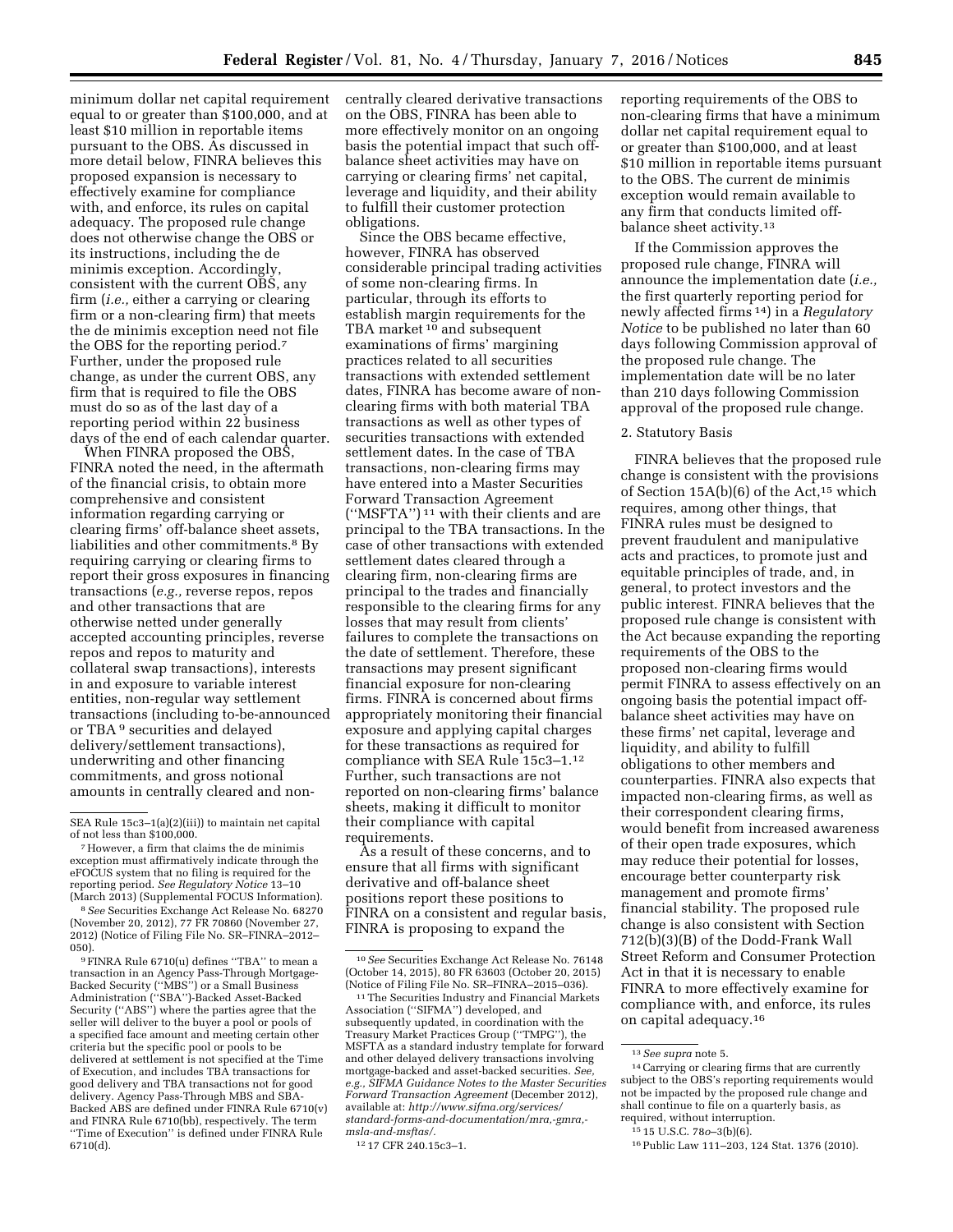minimum dollar net capital requirement equal to or greater than $100,000, and at least $10 million in reportable items pursuant to the OBS. As discussed in more detail below, FINRA believes this proposed expansion is necessary to effectively examine for compliance with, and enforce, its rules on capital adequacy. The proposed rule change does not otherwise change the OBS or its instructions, including the de minimis exception. Accordingly, consistent with the current OBS, any firm (*i.e.,* either a carrying or clearing firm or a non-clearing firm) that meets the de minimis exception need not file the OBS for the reporting period.[7] Further, under the proposed rule change, as under the current OBS, any firm that is required to file the OBS must do so as of the last day of a reporting period within 22 business days of the end of each calendar quarter.

When FINRA proposed the OBS, FINRA noted the need, in the aftermath of the financial crisis, to obtain more comprehensive and consistent information regarding carrying or clearing firms' off-balance sheet assets, liabilities and other commitments.[8] By requiring carrying or clearing firms to report their gross exposures in financing transactions (*e.g.,* reverse repos, repos and other transactions that are otherwise netted under generally accepted accounting principles, reverse repos and repos to maturity and collateral swap transactions), interests in and exposure to variable interest entities, non-regular way settlement transactions (including to-be-announced or TBA[9] securities and delayed delivery/settlement transactions), underwriting and other financing commitments, and gross notional amounts in centrally cleared and non-centrally cleared derivative transactions on the OBS, FINRA has been able to more effectively monitor on an ongoing basis the potential impact that such off-balance sheet activities may have on carrying or clearing firms' net capital, leverage and liquidity, and their ability to fulfill their customer protection obligations.

Since the OBS became effective, however, FINRA has observed considerable principal trading activities of some non-clearing firms. In particular, through its efforts to establish margin requirements for the TBA market[10] and subsequent examinations of firms' margining practices related to all securities transactions with extended settlement dates, FINRA has become aware of non-clearing firms with both material TBA transactions as well as other types of securities transactions with extended settlement dates. In the case of TBA transactions, non-clearing firms may have entered into a Master Securities Forward Transaction Agreement (''MSFTA'')[11] with their clients and are principal to the TBA transactions. In the case of other transactions with extended settlement dates cleared through a clearing firm, non-clearing firms are principal to the trades and financially responsible to the clearing firms for any losses that may result from clients' failures to complete the transactions on the date of settlement. Therefore, these transactions may present significant financial exposure for non-clearing firms. FINRA is concerned about firms appropriately monitoring their financial exposure and applying capital charges for these transactions as required for compliance with SEA Rule 15c3–1.[12] Further, such transactions are not reported on non-clearing firms' balance sheets, making it difficult to monitor their compliance with capital requirements.

As a result of these concerns, and to ensure that all firms with significant derivative and off-balance sheet positions report these positions to FINRA on a consistent and regular basis, FINRA is proposing to expand the reporting requirements of the OBS to non-clearing firms that have a minimum dollar net capital requirement equal to or greater than $100,000, and at least $10 million in reportable items pursuant to the OBS. The current de minimis exception would remain available to any firm that conducts limited off-balance sheet activity.[13]

If the Commission approves the proposed rule change, FINRA will announce the implementation date (*i.e.,* the first quarterly reporting period for newly affected firms[14]) in a *Regulatory Notice* to be published no later than 60 days following Commission approval of the proposed rule change. The implementation date will be no later than 210 days following Commission approval of the proposed rule change.

2. Statutory Basis

FINRA believes that the proposed rule change is consistent with the provisions of Section 15A(b)(6) of the Act,[15] which requires, among other things, that FINRA rules must be designed to prevent fraudulent and manipulative acts and practices, to promote just and equitable principles of trade, and, in general, to protect investors and the public interest. FINRA believes that the proposed rule change is consistent with the Act because expanding the reporting requirements of the OBS to the proposed non-clearing firms would permit FINRA to assess effectively on an ongoing basis the potential impact off-balance sheet activities may have on these firms' net capital, leverage and liquidity, and ability to fulfill obligations to other members and counterparties. FINRA also expects that impacted non-clearing firms, as well as their correspondent clearing firms, would benefit from increased awareness of their open trade exposures, which may reduce their potential for losses, encourage better counterparty risk management and promote firms' financial stability. The proposed rule change is also consistent with Section 712(b)(3)(B) of the Dodd-Frank Wall Street Reform and Consumer Protection Act in that it is necessary to enable FINRA to more effectively examine for compliance with, and enforce, its rules on capital adequacy.[16]

---

SEA Rule 15c3–1(a)(2)(iii)) to maintain net capital of not less than $100,000.

[7] However, a firm that claims the de minimis exception must affirmatively indicate through the eFOCUS system that no filing is required for the reporting period. *See Regulatory Notice* 13–10 (March 2013) (Supplemental FOCUS Information).

[8] *See* Securities Exchange Act Release No. 68270 (November 20, 2012), 77 FR 70860 (November 27, 2012) (Notice of Filing File No. SR–FINRA–2012–050).

[9] FINRA Rule 6710(u) defines ''TBA'' to mean a transaction in an Agency Pass-Through Mortgage-Backed Security (''MBS'') or a Small Business Administration (''SBA'')-Backed Asset-Backed Security (''ABS'') where the parties agree that the seller will deliver to the buyer a pool or pools of a specified face amount and meeting certain other criteria but the specific pool or pools to be delivered at settlement is not specified at the Time of Execution, and includes TBA transactions for good delivery and TBA transactions not for good delivery. Agency Pass-Through MBS and SBA-Backed ABS are defined under FINRA Rule 6710(v) and FINRA Rule 6710(bb), respectively. The term ''Time of Execution'' is defined under FINRA Rule 6710(d).

[10] *See* Securities Exchange Act Release No. 76148 (October 14, 2015), 80 FR 63603 (October 20, 2015) (Notice of Filing File No. SR–FINRA–2015–036).

[11] The Securities Industry and Financial Markets Association (''SIFMA'') developed, and subsequently updated, in coordination with the Treasury Market Practices Group (''TMPG''), the MSFTA as a standard industry template for forward and other delayed delivery transactions involving mortgage-backed and asset-backed securities. *See, e.g., SIFMA Guidance Notes to the Master Securities Forward Transaction Agreement* (December 2012), available at: *http://www.sifma.org/services/standard-forms-and-documentation/mra,-gmra,-msla-and-msftas/.*

[12] 17 CFR 240.15c3–1.

[13] *See supra* note 5.

[14] Carrying or clearing firms that are currently subject to the OBS's reporting requirements would not be impacted by the proposed rule change and shall continue to file on a quarterly basis, as required, without interruption.

[15] 15 U.S.C. 78*o*–3(b)(6).

[16] Public Law 111–203, 124 Stat. 1376 (2010).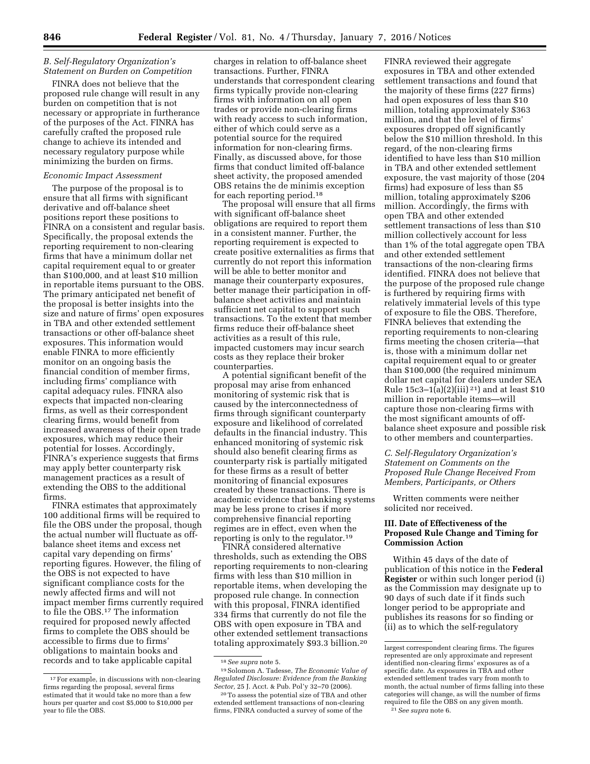### *B. Self-Regulatory Organization's Statement on Burden on Competition*

FINRA does not believe that the proposed rule change will result in any burden on competition that is not necessary or appropriate in furtherance of the purposes of the Act. FINRA has carefully crafted the proposed rule change to achieve its intended and necessary regulatory purpose while minimizing the burden on firms.

#### *Economic Impact Assessment*

The purpose of the proposal is to ensure that all firms with significant derivative and off-balance sheet positions report these positions to FINRA on a consistent and regular basis. Specifically, the proposal extends the reporting requirement to non-clearing firms that have a minimum dollar net capital requirement equal to or greater than $100,000, and at least $10 million in reportable items pursuant to the OBS. The primary anticipated net benefit of the proposal is better insights into the size and nature of firms' open exposures in TBA and other extended settlement transactions or other off-balance sheet exposures. This information would enable FINRA to more efficiently monitor on an ongoing basis the financial condition of member firms, including firms' compliance with capital adequacy rules. FINRA also expects that impacted non-clearing firms, as well as their correspondent clearing firms, would benefit from increased awareness of their open trade exposures, which may reduce their potential for losses. Accordingly, FINRA's experience suggests that firms may apply better counterparty risk management practices as a result of extending the OBS to the additional firms.

FINRA estimates that approximately 100 additional firms will be required to file the OBS under the proposal, though the actual number will fluctuate as off-balance sheet items and excess net capital vary depending on firms' reporting figures. However, the filing of the OBS is not expected to have significant compliance costs for the newly affected firms and will not impact member firms currently required to file the OBS.[17] The information required for proposed newly affected firms to complete the OBS should be accessible to firms due to firms' obligations to maintain books and records and to take applicable capital charges in relation to off-balance sheet transactions. Further, FINRA understands that correspondent clearing firms typically provide non-clearing firms with information on all open trades or provide non-clearing firms with ready access to such information, either of which could serve as a potential source for the required information for non-clearing firms. Finally, as discussed above, for those firms that conduct limited off-balance sheet activity, the proposed amended OBS retains the de minimis exception for each reporting period.[18]

The proposal will ensure that all firms with significant off-balance sheet obligations are required to report them in a consistent manner. Further, the reporting requirement is expected to create positive externalities as firms that currently do not report this information will be able to better monitor and manage their counterparty exposures, better manage their participation in off-balance sheet activities and maintain sufficient net capital to support such transactions. To the extent that member firms reduce their off-balance sheet activities as a result of this rule, impacted customers may incur search costs as they replace their broker counterparties.

A potential significant benefit of the proposal may arise from enhanced monitoring of systemic risk that is caused by the interconnectedness of firms through significant counterparty exposure and likelihood of correlated defaults in the financial industry. This enhanced monitoring of systemic risk should also benefit clearing firms as counterparty risk is partially mitigated for these firms as a result of better monitoring of financial exposures created by these transactions. There is academic evidence that banking systems may be less prone to crises if more comprehensive financial reporting regimes are in effect, even when the reporting is only to the regulator.[19]

FINRA considered alternative thresholds, such as extending the OBS reporting requirements to non-clearing firms with less than $10 million in reportable items, when developing the proposed rule change. In connection with this proposal, FINRA identified 334 firms that currently do not file the OBS with open exposure in TBA and other extended settlement transactions totaling approximately $93.3 billion.[20] FINRA reviewed their aggregate exposures in TBA and other extended settlement transactions and found that the majority of these firms (227 firms) had open exposures of less than $10 million, totaling approximately $363 million, and that the level of firms' exposures dropped off significantly below the $10 million threshold. In this regard, of the non-clearing firms identified to have less than $10 million in TBA and other extended settlement exposure, the vast majority of those (204 firms) had exposure of less than $5 million, totaling approximately $206 million. Accordingly, the firms with open TBA and other extended settlement transactions of less than $10 million collectively account for less than 1% of the total aggregate open TBA and other extended settlement transactions of the non-clearing firms identified. FINRA does not believe that the purpose of the proposed rule change is furthered by requiring firms with relatively immaterial levels of this type of exposure to file the OBS. Therefore, FINRA believes that extending the reporting requirements to non-clearing firms meeting the chosen criteria—that is, those with a minimum dollar net capital requirement equal to or greater than $100,000 (the required minimum dollar net capital for dealers under SEA Rule 15c3–1(a)(2)(iii)[21]) and at least $10 million in reportable items—will capture those non-clearing firms with the most significant amounts of off-balance sheet exposure and possible risk to other members and counterparties.

### *C. Self-Regulatory Organization's Statement on Comments on the Proposed Rule Change Received From Members, Participants, or Others*

Written comments were neither solicited nor received.

## III. Date of Effectiveness of the Proposed Rule Change and Timing for Commission Action

Within 45 days of the date of publication of this notice in the **Federal Register** or within such longer period (i) as the Commission may designate up to 90 days of such date if it finds such longer period to be appropriate and publishes its reasons for so finding or (ii) as to which the self-regulatory

---

[17] For example, in discussions with non-clearing firms regarding the proposal, several firms estimated that it would take no more than a few hours per quarter and cost $5,000 to $10,000 per year to file the OBS.

[18] *See supra* note 5.

[19] Solomon A. Tadesse, *The Economic Value of Regulated Disclosure: Evidence from the Banking Sector,* 25 J. Acct. & Pub. Pol'y 32–70 (2006).

[20] To assess the potential size of TBA and other extended settlement transactions of non-clearing firms, FINRA conducted a survey of some of the largest correspondent clearing firms. The figures represented are only approximate and represent identified non-clearing firms' exposures as of a specific date. As exposures in TBA and other extended settlement trades vary from month to month, the actual number of firms falling into these categories will change, as will the number of firms required to file the OBS on any given month.

[21] *See supra* note 6.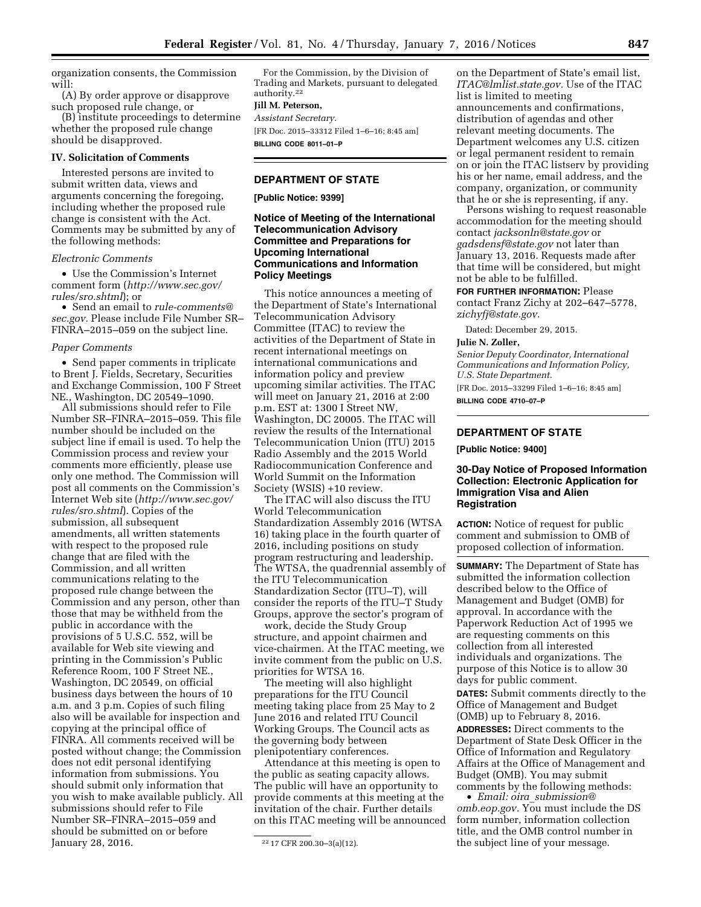organization consents, the Commission will:

(A) By order approve or disapprove such proposed rule change, or

(B) institute proceedings to determine whether the proposed rule change should be disapproved.

### IV. Solicitation of Comments

Interested persons are invited to submit written data, views and arguments concerning the foregoing, including whether the proposed rule change is consistent with the Act. Comments may be submitted by any of the following methods:

*Electronic Comments*

- Use the Commission's Internet comment form (*http://www.sec.gov/rules/sro.shtml*); or
- Send an email to *rule-comments@sec.gov.* Please include File Number SR–FINRA–2015–059 on the subject line.

*Paper Comments*

- Send paper comments in triplicate to Brent J. Fields, Secretary, Securities and Exchange Commission, 100 F Street NE., Washington, DC 20549–1090.

All submissions should refer to File Number SR–FINRA–2015–059. This file number should be included on the subject line if email is used. To help the Commission process and review your comments more efficiently, please use only one method. The Commission will post all comments on the Commission's Internet Web site (*http://www.sec.gov/rules/sro.shtml*). Copies of the submission, all subsequent amendments, all written statements with respect to the proposed rule change that are filed with the Commission, and all written communications relating to the proposed rule change between the Commission and any person, other than those that may be withheld from the public in accordance with the provisions of 5 U.S.C. 552, will be available for Web site viewing and printing in the Commission's Public Reference Room, 100 F Street NE., Washington, DC 20549, on official business days between the hours of 10 a.m. and 3 p.m. Copies of such filing also will be available for inspection and copying at the principal office of FINRA. All comments received will be posted without change; the Commission does not edit personal identifying information from submissions. You should submit only information that you wish to make available publicly. All submissions should refer to File Number SR–FINRA–2015–059 and should be submitted on or before January 28, 2016.

For the Commission, by the Division of Trading and Markets, pursuant to delegated authority.[22]

**Jill M. Peterson,**

*Assistant Secretary.*

[FR Doc. 2015–33312 Filed 1–6–16; 8:45 am]

**BILLING CODE 8011–01–P**

[22] 17 CFR 200.30–3(a)(12).

## DEPARTMENT OF STATE

**[Public Notice: 9399]**

### Notice of Meeting of the International Telecommunication Advisory Committee and Preparations for Upcoming International Communications and Information Policy Meetings

This notice announces a meeting of the Department of State's International Telecommunication Advisory Committee (ITAC) to review the activities of the Department of State in recent international meetings on international communications and information policy and preview upcoming similar activities. The ITAC will meet on January 21, 2016 at 2:00 p.m. EST at: 1300 I Street NW, Washington, DC 20005. The ITAC will review the results of the International Telecommunication Union (ITU) 2015 Radio Assembly and the 2015 World Radiocommunication Conference and World Summit on the Information Society (WSIS) +10 review.

The ITAC will also discuss the ITU World Telecommunication Standardization Assembly 2016 (WTSA 16) taking place in the fourth quarter of 2016, including positions on study program restructuring and leadership. The WTSA, the quadrennial assembly of the ITU Telecommunication Standardization Sector (ITU–T), will consider the reports of the ITU–T Study Groups, approve the sector's program of work, decide the Study Group structure, and appoint chairmen and vice-chairmen. At the ITAC meeting, we invite comment from the public on U.S. priorities for WTSA 16.

The meeting will also highlight preparations for the ITU Council meeting taking place from 25 May to 2 June 2016 and related ITU Council Working Groups. The Council acts as the governing body between plenipotentiary conferences.

Attendance at this meeting is open to the public as seating capacity allows. The public will have an opportunity to provide comments at this meeting at the invitation of the chair. Further details on this ITAC meeting will be announced on the Department of State's email list, *ITAC@lmlist.state.gov.* Use of the ITAC list is limited to meeting announcements and confirmations, distribution of agendas and other relevant meeting documents. The Department welcomes any U.S. citizen or legal permanent resident to remain on or join the ITAC listserv by providing his or her name, email address, and the company, organization, or community that he or she is representing, if any.

Persons wishing to request reasonable accommodation for the meeting should contact *jacksonln@state.gov* or *gadsdensf@state.gov* not later than January 13, 2016. Requests made after that time will be considered, but might not be able to be fulfilled.

**FOR FURTHER INFORMATION:** Please contact Franz Zichy at 202–647–5778, *zichyfj@state.gov*.

Dated: December 29, 2015.

**Julie N. Zoller,**

*Senior Deputy Coordinator, International Communications and Information Policy, U.S. State Department.*

[FR Doc. 2015–33299 Filed 1–6–16; 8:45 am]

**BILLING CODE 4710–07–P**

## DEPARTMENT OF STATE

**[Public Notice: 9400]**

### 30-Day Notice of Proposed Information Collection: Electronic Application for Immigration Visa and Alien Registration

**ACTION:** Notice of request for public comment and submission to OMB of proposed collection of information.

**SUMMARY:** The Department of State has submitted the information collection described below to the Office of Management and Budget (OMB) for approval. In accordance with the Paperwork Reduction Act of 1995 we are requesting comments on this collection from all interested individuals and organizations. The purpose of this Notice is to allow 30 days for public comment.

**DATES:** Submit comments directly to the Office of Management and Budget (OMB) up to February 8, 2016.

**ADDRESSES:** Direct comments to the Department of State Desk Officer in the Office of Information and Regulatory Affairs at the Office of Management and Budget (OMB). You may submit comments by the following methods:

- *Email: oira_submission@omb.eop.gov.* You must include the DS form number, information collection title, and the OMB control number in the subject line of your message.